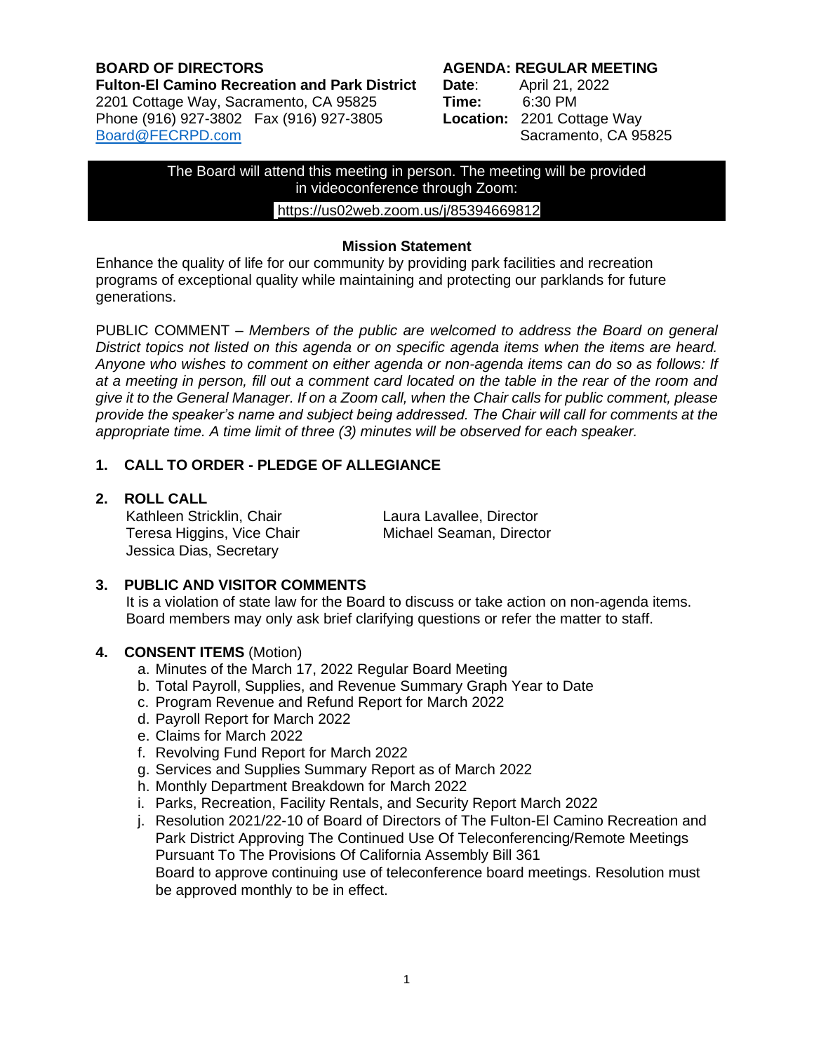**BOARD OF DIRECTORS**
**Fulton-El Camino Recreation and Park District**
2201 Cottage Way, Sacramento, CA 95825
Phone (916) 927-3802 Fax (916) 927-3805
Board@FECRPD.com

**AGENDA: REGULAR MEETING**
**Date**: April 21, 2022
**Time:** 6:30 PM
**Location:** 2201 Cottage Way
Sacramento, CA 95825

The Board will attend this meeting in person. The meeting will be provided in videoconference through Zoom:
https://us02web.zoom.us/j/85394669812

**Mission Statement**

Enhance the quality of life for our community by providing park facilities and recreation programs of exceptional quality while maintaining and protecting our parklands for future generations.

PUBLIC COMMENT – *Members of the public are welcomed to address the Board on general District topics not listed on this agenda or on specific agenda items when the items are heard. Anyone who wishes to comment on either agenda or non-agenda items can do so as follows: If at a meeting in person, fill out a comment card located on the table in the rear of the room and give it to the General Manager. If on a Zoom call, when the Chair calls for public comment, please provide the speaker's name and subject being addressed. The Chair will call for comments at the appropriate time. A time limit of three (3) minutes will be observed for each speaker.*

## 1. CALL TO ORDER - PLEDGE OF ALLEGIANCE

## 2. ROLL CALL

Kathleen Stricklin, Chair
Teresa Higgins, Vice Chair
Jessica Dias, Secretary
Laura Lavallee, Director
Michael Seaman, Director

## 3. PUBLIC AND VISITOR COMMENTS

It is a violation of state law for the Board to discuss or take action on non-agenda items. Board members may only ask brief clarifying questions or refer the matter to staff.

## 4. CONSENT ITEMS (Motion)

a. Minutes of the March 17, 2022 Regular Board Meeting
b. Total Payroll, Supplies, and Revenue Summary Graph Year to Date
c. Program Revenue and Refund Report for March 2022
d. Payroll Report for March 2022
e. Claims for March 2022
f. Revolving Fund Report for March 2022
g. Services and Supplies Summary Report as of March 2022
h. Monthly Department Breakdown for March 2022
i. Parks, Recreation, Facility Rentals, and Security Report March 2022
j. Resolution 2021/22-10 of Board of Directors of The Fulton-El Camino Recreation and Park District Approving The Continued Use Of Teleconferencing/Remote Meetings Pursuant To The Provisions Of California Assembly Bill 361
Board to approve continuing use of teleconference board meetings. Resolution must be approved monthly to be in effect.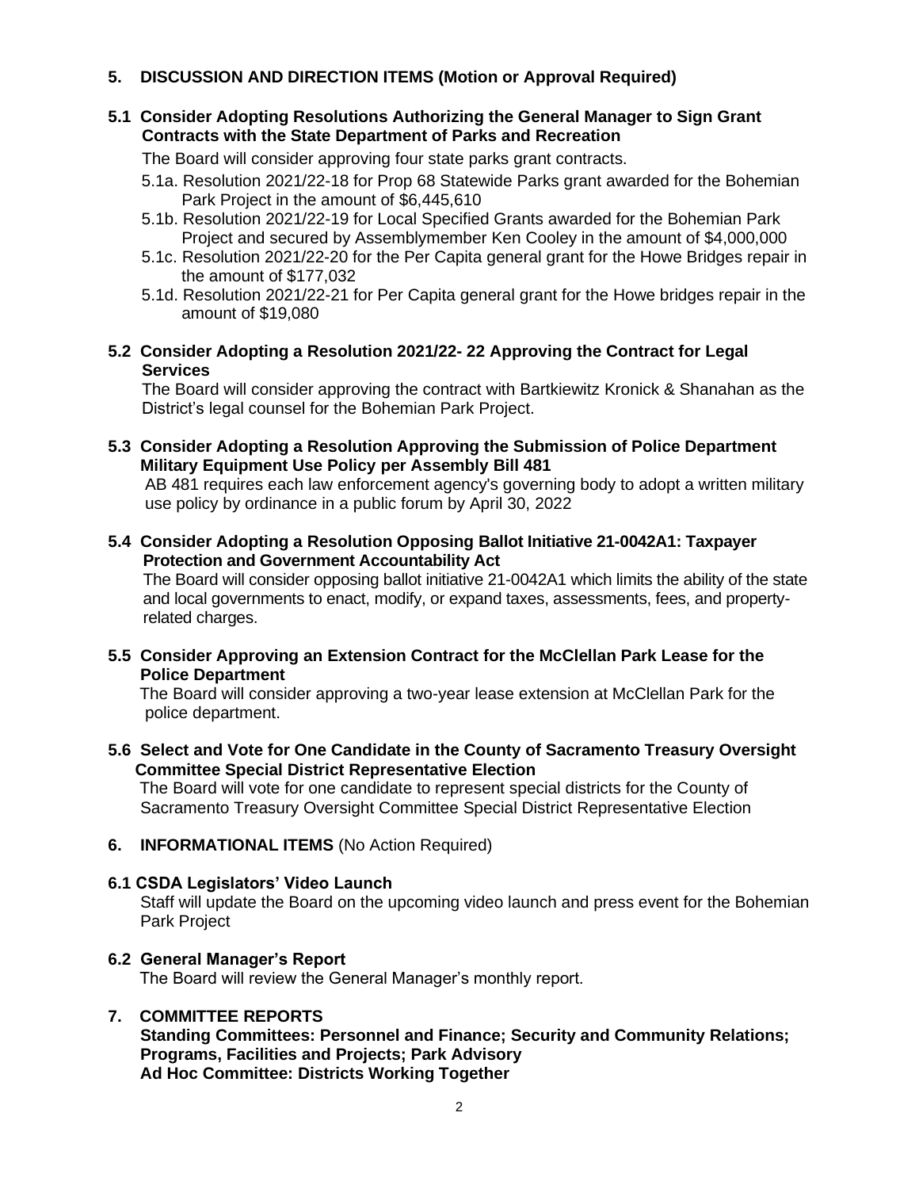## 5. DISCUSSION AND DIRECTION ITEMS (Motion or Approval Required)

### 5.1 Consider Adopting Resolutions Authorizing the General Manager to Sign Grant Contracts with the State Department of Parks and Recreation

The Board will consider approving four state parks grant contracts.

- 5.1a. Resolution 2021/22-18 for Prop 68 Statewide Parks grant awarded for the Bohemian Park Project in the amount of $6,445,610
- 5.1b. Resolution 2021/22-19 for Local Specified Grants awarded for the Bohemian Park Project and secured by Assemblymember Ken Cooley in the amount of $4,000,000
- 5.1c. Resolution 2021/22-20 for the Per Capita general grant for the Howe Bridges repair in the amount of $177,032
- 5.1d. Resolution 2021/22-21 for Per Capita general grant for the Howe bridges repair in the amount of $19,080

### 5.2 Consider Adopting a Resolution 2021/22- 22 Approving the Contract for Legal Services

The Board will consider approving the contract with Bartkiewitz Kronick & Shanahan as the District's legal counsel for the Bohemian Park Project.

### 5.3 Consider Adopting a Resolution Approving the Submission of Police Department Military Equipment Use Policy per Assembly Bill 481

AB 481 requires each law enforcement agency's governing body to adopt a written military use policy by ordinance in a public forum by April 30, 2022

### 5.4 Consider Adopting a Resolution Opposing Ballot Initiative 21-0042A1: Taxpayer Protection and Government Accountability Act

The Board will consider opposing ballot initiative 21-0042A1 which limits the ability of the state and local governments to enact, modify, or expand taxes, assessments, fees, and property-related charges.

### 5.5 Consider Approving an Extension Contract for the McClellan Park Lease for the Police Department

The Board will consider approving a two-year lease extension at McClellan Park for the police department.

### 5.6 Select and Vote for One Candidate in the County of Sacramento Treasury Oversight Committee Special District Representative Election

The Board will vote for one candidate to represent special districts for the County of Sacramento Treasury Oversight Committee Special District Representative Election

## 6. INFORMATIONAL ITEMS (No Action Required)

### 6.1 CSDA Legislators' Video Launch

Staff will update the Board on the upcoming video launch and press event for the Bohemian Park Project

### 6.2 General Manager's Report

The Board will review the General Manager's monthly report.

## 7. COMMITTEE REPORTS

**Standing Committees: Personnel and Finance; Security and Community Relations; Programs, Facilities and Projects; Park Advisory**
**Ad Hoc Committee: Districts Working Together**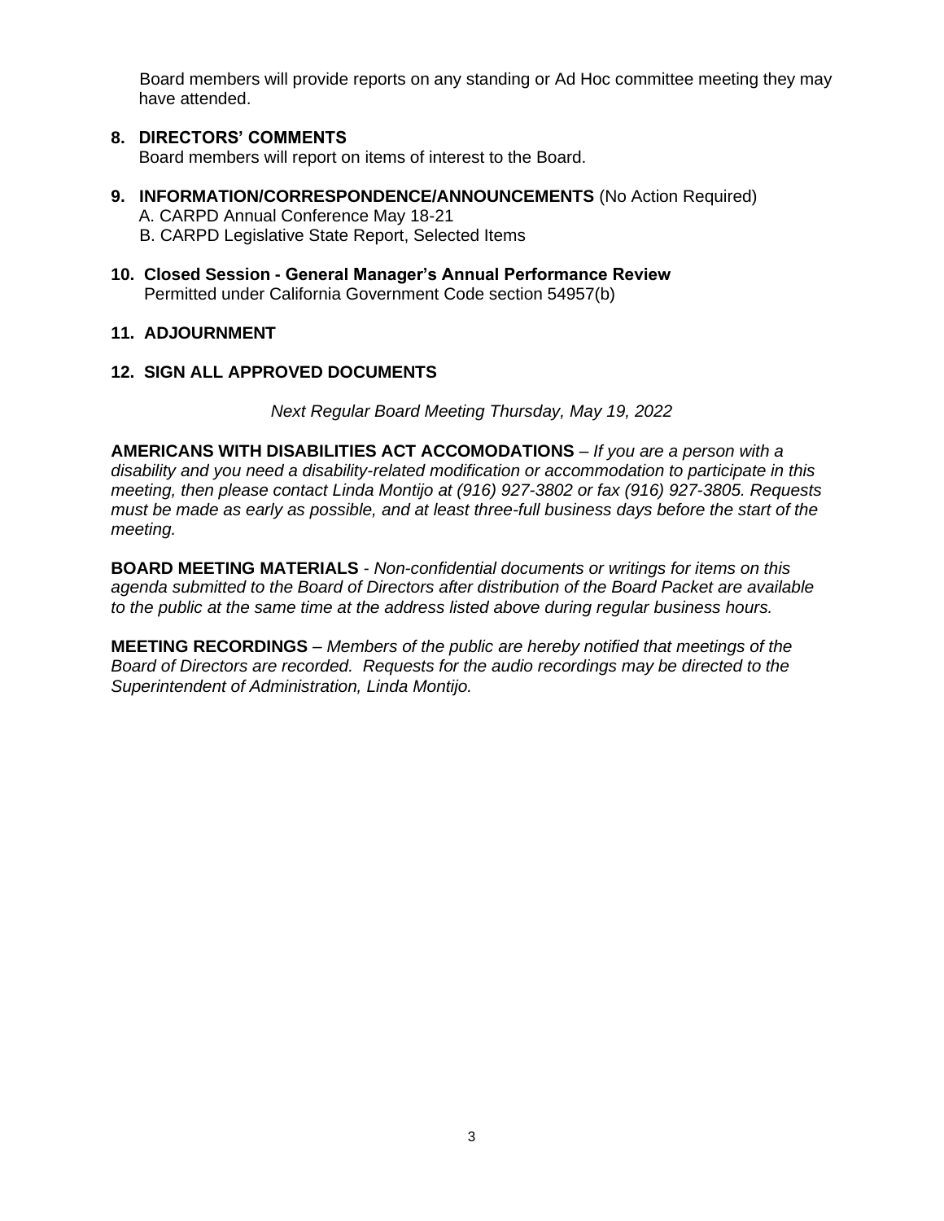Board members will provide reports on any standing or Ad Hoc committee meeting they may have attended.

**8. DIRECTORS' COMMENTS**
Board members will report on items of interest to the Board.

**9. INFORMATION/CORRESPONDENCE/ANNOUNCEMENTS** (No Action Required)
A. CARPD Annual Conference May 18-21
B. CARPD Legislative State Report, Selected Items

**10. Closed Session - General Manager's Annual Performance Review**
Permitted under California Government Code section 54957(b)

**11. ADJOURNMENT**

**12. SIGN ALL APPROVED DOCUMENTS**

*Next Regular Board Meeting Thursday, May 19, 2022*

**AMERICANS WITH DISABILITIES ACT ACCOMODATIONS** – *If you are a person with a disability and you need a disability-related modification or accommodation to participate in this meeting, then please contact Linda Montijo at (916) 927-3802 or fax (916) 927-3805. Requests must be made as early as possible, and at least three-full business days before the start of the meeting.*

**BOARD MEETING MATERIALS** - *Non-confidential documents or writings for items on this agenda submitted to the Board of Directors after distribution of the Board Packet are available to the public at the same time at the address listed above during regular business hours.*

**MEETING RECORDINGS** – *Members of the public are hereby notified that meetings of the Board of Directors are recorded. Requests for the audio recordings may be directed to the Superintendent of Administration, Linda Montijo.*